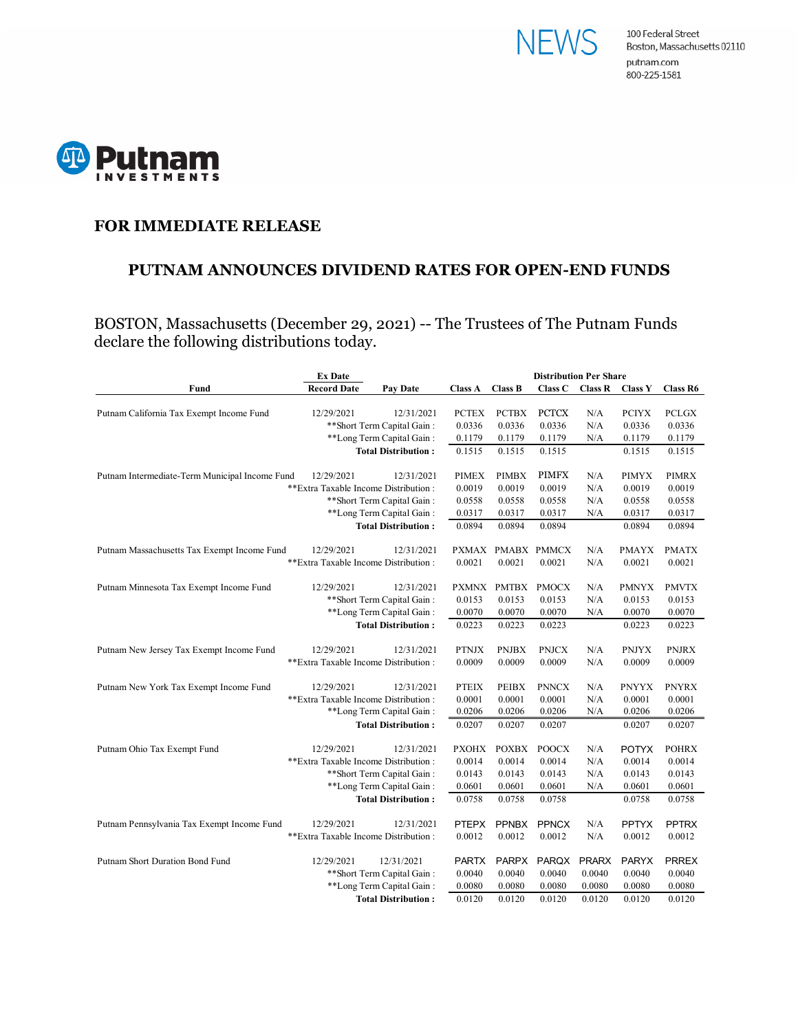NEWS

100 Federal Street
Boston, Massachusetts 02110
putnam.com
800-225-1581

Putnam INVESTMENTS

## FOR IMMEDIATE RELEASE

## PUTNAM ANNOUNCES DIVIDEND RATES FOR OPEN-END FUNDS

BOSTON, Massachusetts (December 29, 2021) -- The Trustees of The Putnam Funds declare the following distributions today.

| Fund | Ex Date / Record Date | Pay Date | Class A | Class B | Class C | Class R | Class Y | Class R6 |
|---|---|---|---|---|---|---|---|---|
| | | | **Distribution Per Share** | | | | | |
| Putnam California Tax Exempt Income Fund | 12/29/2021 | 12/31/2021 | PCTEX | PCTBX | PCTCX | N/A | PCIYX | PCLGX |
| | **Short Term Capital Gain : | | 0.0336 | 0.0336 | 0.0336 | N/A | 0.0336 | 0.0336 |
| | **Long Term Capital Gain : | | 0.1179 | 0.1179 | 0.1179 | N/A | 0.1179 | 0.1179 |
| | **Total Distribution :** | | 0.1515 | 0.1515 | 0.1515 | | 0.1515 | 0.1515 |
| Putnam Intermediate-Term Municipal Income Fund | 12/29/2021 | 12/31/2021 | PIMEX | PIMBX | PIMFX | N/A | PIMYX | PIMRX |
| | **Extra Taxable Income Distribution : | | 0.0019 | 0.0019 | 0.0019 | N/A | 0.0019 | 0.0019 |
| | **Short Term Capital Gain : | | 0.0558 | 0.0558 | 0.0558 | N/A | 0.0558 | 0.0558 |
| | **Long Term Capital Gain : | | 0.0317 | 0.0317 | 0.0317 | N/A | 0.0317 | 0.0317 |
| | **Total Distribution :** | | 0.0894 | 0.0894 | 0.0894 | | 0.0894 | 0.0894 |
| Putnam Massachusetts Tax Exempt Income Fund | 12/29/2021 | 12/31/2021 | PXMAX | PMABX | PMMCX | N/A | PMAYX | PMATX |
| | **Extra Taxable Income Distribution : | | 0.0021 | 0.0021 | 0.0021 | N/A | 0.0021 | 0.0021 |
| Putnam Minnesota Tax Exempt Income Fund | 12/29/2021 | 12/31/2021 | PXMNX | PMTBX | PMOCX | N/A | PMNYX | PMVTX |
| | **Short Term Capital Gain : | | 0.0153 | 0.0153 | 0.0153 | N/A | 0.0153 | 0.0153 |
| | **Long Term Capital Gain : | | 0.0070 | 0.0070 | 0.0070 | N/A | 0.0070 | 0.0070 |
| | **Total Distribution :** | | 0.0223 | 0.0223 | 0.0223 | | 0.0223 | 0.0223 |
| Putnam New Jersey Tax Exempt Income Fund | 12/29/2021 | 12/31/2021 | PTNJX | PNJBX | PNJCX | N/A | PNJYX | PNJRX |
| | **Extra Taxable Income Distribution : | | 0.0009 | 0.0009 | 0.0009 | N/A | 0.0009 | 0.0009 |
| Putnam New York Tax Exempt Income Fund | 12/29/2021 | 12/31/2021 | PTEIX | PEIBX | PNNCX | N/A | PNYYX | PNYRX |
| | **Extra Taxable Income Distribution : | | 0.0001 | 0.0001 | 0.0001 | N/A | 0.0001 | 0.0001 |
| | **Long Term Capital Gain : | | 0.0206 | 0.0206 | 0.0206 | N/A | 0.0206 | 0.0206 |
| | **Total Distribution :** | | 0.0207 | 0.0207 | 0.0207 | | 0.0207 | 0.0207 |
| Putnam Ohio Tax Exempt Fund | 12/29/2021 | 12/31/2021 | PXOHX | POXBX | POOCX | N/A | POTYX | POHRX |
| | **Extra Taxable Income Distribution : | | 0.0014 | 0.0014 | 0.0014 | N/A | 0.0014 | 0.0014 |
| | **Short Term Capital Gain : | | 0.0143 | 0.0143 | 0.0143 | N/A | 0.0143 | 0.0143 |
| | **Long Term Capital Gain : | | 0.0601 | 0.0601 | 0.0601 | N/A | 0.0601 | 0.0601 |
| | **Total Distribution :** | | 0.0758 | 0.0758 | 0.0758 | | 0.0758 | 0.0758 |
| Putnam Pennsylvania Tax Exempt Income Fund | 12/29/2021 | 12/31/2021 | PTEPX | PPNBX | PPNCX | N/A | PPTYX | PPTRX |
| | **Extra Taxable Income Distribution : | | 0.0012 | 0.0012 | 0.0012 | N/A | 0.0012 | 0.0012 |
| Putnam Short Duration Bond Fund | 12/29/2021 | 12/31/2021 | PARTX | PARPX | PARQX | PRARX | PARYX | PRREX |
| | **Short Term Capital Gain : | | 0.0040 | 0.0040 | 0.0040 | 0.0040 | 0.0040 | 0.0040 |
| | **Long Term Capital Gain : | | 0.0080 | 0.0080 | 0.0080 | 0.0080 | 0.0080 | 0.0080 |
| | **Total Distribution :** | | 0.0120 | 0.0120 | 0.0120 | 0.0120 | 0.0120 | 0.0120 |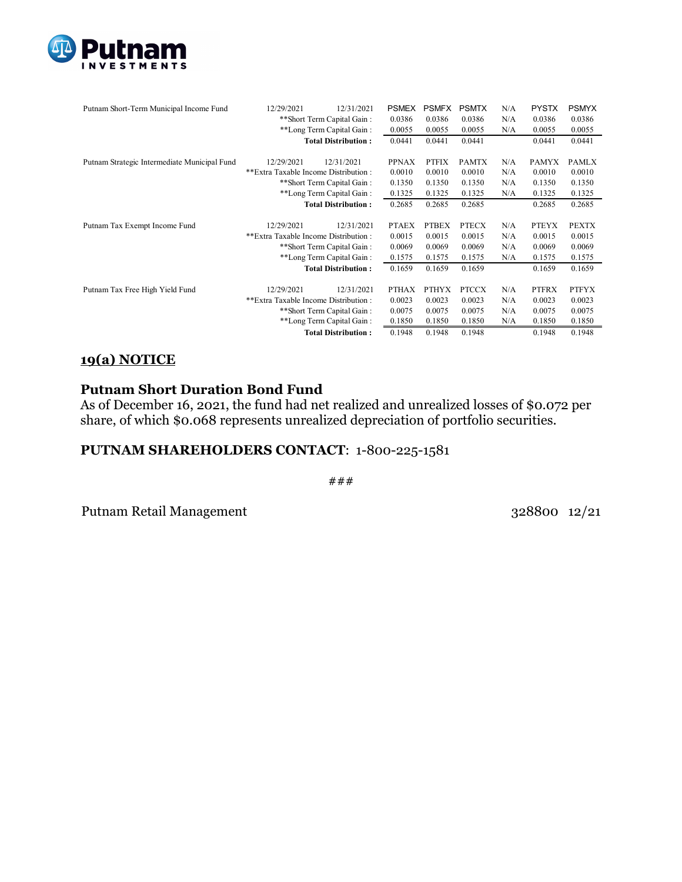| | | | | | | | | |
|---|---|---|---|---|---|---|---|---|
| Putnam Short-Term Municipal Income Fund | 12/29/2021 | 12/31/2021 | PSMEX | PSMFX | PSMTX | N/A | PYSTX | PSMYX |
| | | **Short Term Capital Gain : | 0.0386 | 0.0386 | 0.0386 | N/A | 0.0386 | 0.0386 |
| | | **Long Term Capital Gain : | 0.0055 | 0.0055 | 0.0055 | N/A | 0.0055 | 0.0055 |
| | | **Total Distribution :** | 0.0441 | 0.0441 | 0.0441 | | 0.0441 | 0.0441 |
| Putnam Strategic Intermediate Municipal Fund | 12/29/2021 | 12/31/2021 | PPNAX | PTFIX | PAMTX | N/A | PAMYX | PAMLX |
| | | **Extra Taxable Income Distribution : | 0.0010 | 0.0010 | 0.0010 | N/A | 0.0010 | 0.0010 |
| | | **Short Term Capital Gain : | 0.1350 | 0.1350 | 0.1350 | N/A | 0.1350 | 0.1350 |
| | | **Long Term Capital Gain : | 0.1325 | 0.1325 | 0.1325 | N/A | 0.1325 | 0.1325 |
| | | **Total Distribution :** | 0.2685 | 0.2685 | 0.2685 | | 0.2685 | 0.2685 |
| Putnam Tax Exempt Income Fund | 12/29/2021 | 12/31/2021 | PTAEX | PTBEX | PTECX | N/A | PTEYX | PEXTX |
| | | **Extra Taxable Income Distribution : | 0.0015 | 0.0015 | 0.0015 | N/A | 0.0015 | 0.0015 |
| | | **Short Term Capital Gain : | 0.0069 | 0.0069 | 0.0069 | N/A | 0.0069 | 0.0069 |
| | | **Long Term Capital Gain : | 0.1575 | 0.1575 | 0.1575 | N/A | 0.1575 | 0.1575 |
| | | **Total Distribution :** | 0.1659 | 0.1659 | 0.1659 | | 0.1659 | 0.1659 |
| Putnam Tax Free High Yield Fund | 12/29/2021 | 12/31/2021 | PTHAX | PTHYX | PTCCX | N/A | PTFRX | PTFYX |
| | | **Extra Taxable Income Distribution : | 0.0023 | 0.0023 | 0.0023 | N/A | 0.0023 | 0.0023 |
| | | **Short Term Capital Gain : | 0.0075 | 0.0075 | 0.0075 | N/A | 0.0075 | 0.0075 |
| | | **Long Term Capital Gain : | 0.1850 | 0.1850 | 0.1850 | N/A | 0.1850 | 0.1850 |
| | | **Total Distribution :** | 0.1948 | 0.1948 | 0.1948 | | 0.1948 | 0.1948 |

## 19(a) NOTICE

### Putnam Short Duration Bond Fund

As of December 16, 2021, the fund had net realized and unrealized losses of $0.072 per share, of which $0.068 represents unrealized depreciation of portfolio securities.

**PUTNAM SHAREHOLDERS CONTACT**: 1-800-225-1581

###

Putnam Retail Management 328800 12/21